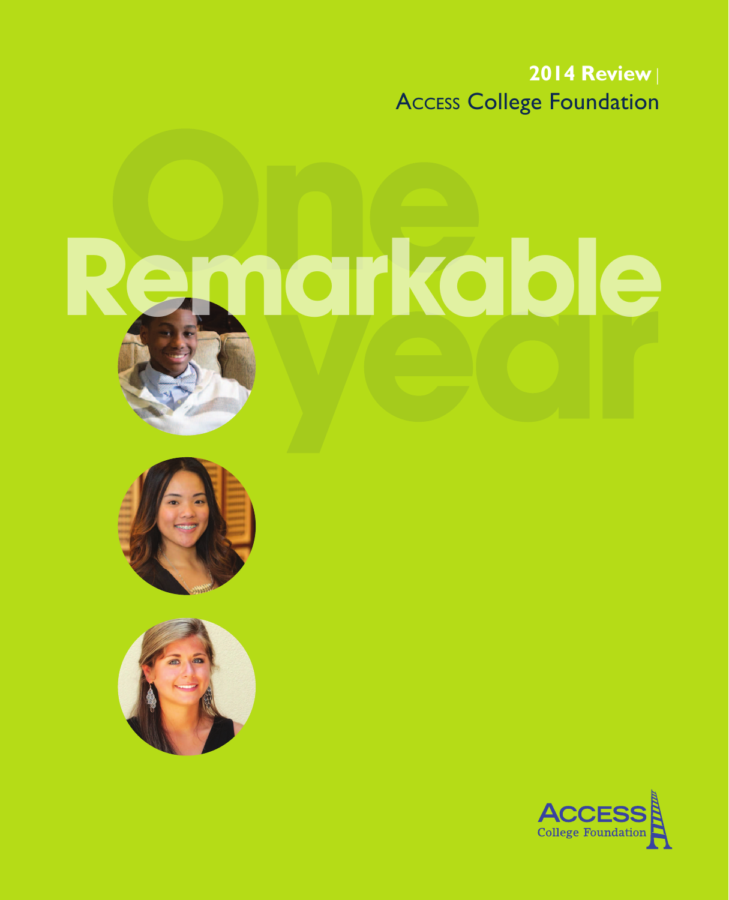**2014 Review** |

ACCESS College Foundation

# One Remarkable year

ACCESS College Foundation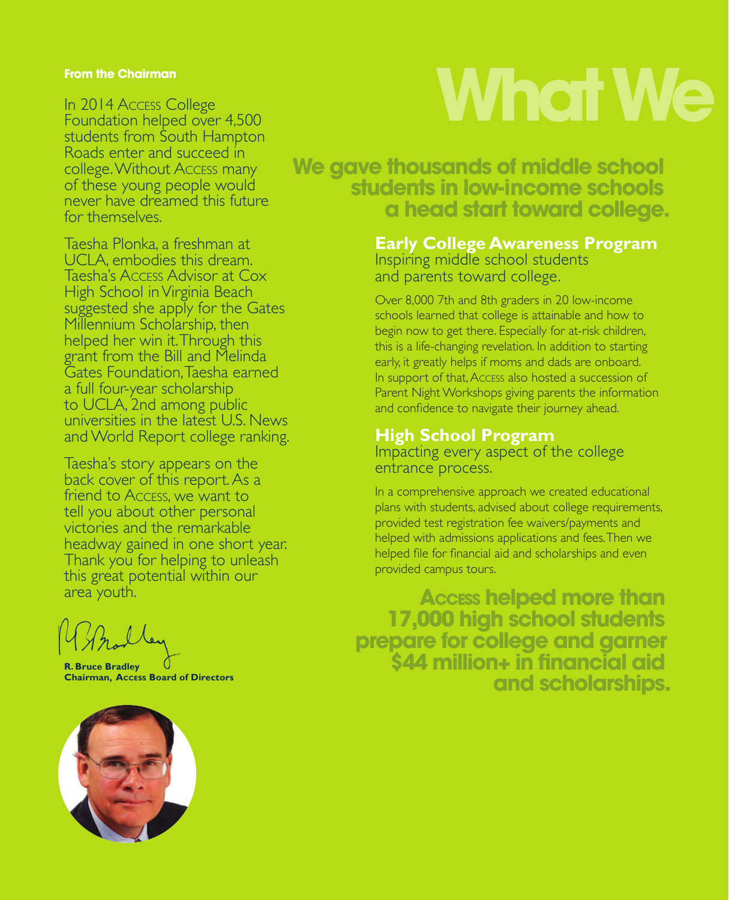**From the Chairman**

In 2014 Access College Foundation helped over 4,500 students from South Hampton Roads enter and succeed in college. Without Access many of these young people would never have dreamed this future for themselves.

Taesha Plonka, a freshman at UCLA, embodies this dream. Taesha's Access Advisor at Cox High School in Virginia Beach suggested she apply for the Gates Millennium Scholarship, then helped her win it. Through this grant from the Bill and Melinda Gates Foundation, Taesha earned a full four-year scholarship to UCLA, 2nd among public universities in the latest U.S. News and World Report college ranking.

Taesha's story appears on the back cover of this report. As a friend to Access, we want to tell you about other personal victories and the remarkable headway gained in one short year. Thank you for helping to unleash this great potential within our area youth.

**R. Bruce Bradley**
**Chairman, Access Board of Directors**

# What We

## We gave thousands of middle school students in low-income schools a head start toward college.

### Early College Awareness Program

Inspiring middle school students and parents toward college.

Over 8,000 7th and 8th graders in 20 low-income schools learned that college is attainable and how to begin now to get there. Especially for at-risk children, this is a life-changing revelation. In addition to starting early, it greatly helps if moms and dads are onboard. In support of that, Access also hosted a succession of Parent Night Workshops giving parents the information and confidence to navigate their journey ahead.

### High School Program

Impacting every aspect of the college entrance process.

In a comprehensive approach we created educational plans with students, advised about college requirements, provided test registration fee waivers/payments and helped with admissions applications and fees. Then we helped file for financial aid and scholarships and even provided campus tours.

## Access helped more than 17,000 high school students prepare for college and garner $44 million+ in financial aid and scholarships.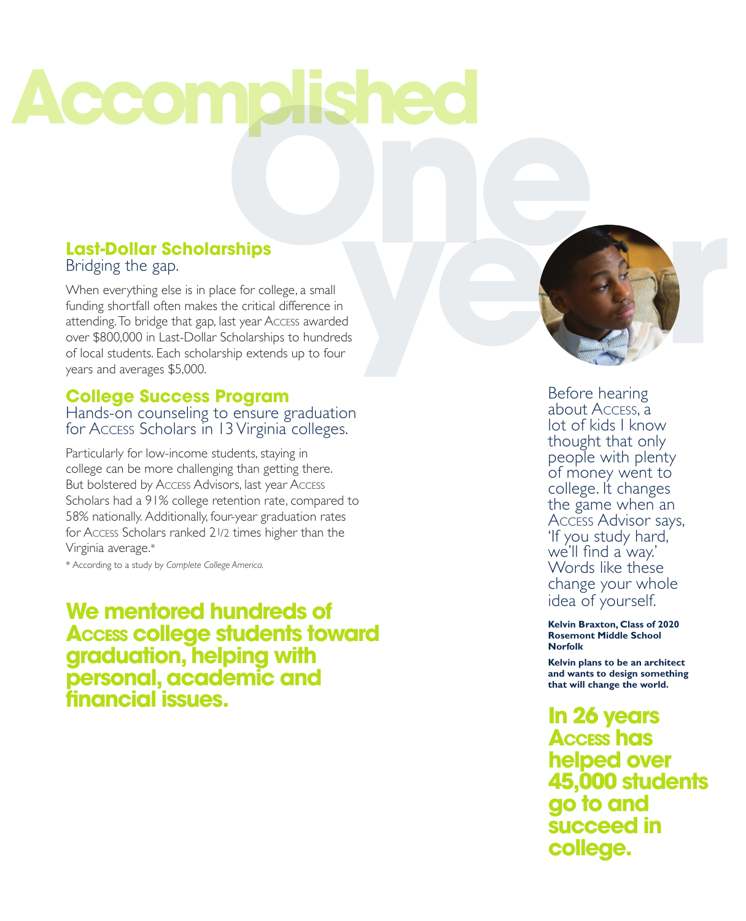# Accomplished One year

## Last-Dollar Scholarships

Bridging the gap.

When everything else is in place for college, a small funding shortfall often makes the critical difference in attending. To bridge that gap, last year ACCESS awarded over $800,000 in Last-Dollar Scholarships to hundreds of local students. Each scholarship extends up to four years and averages $5,000.

## College Success Program

Hands-on counseling to ensure graduation for ACCESS Scholars in 13 Virginia colleges.

Particularly for low-income students, staying in college can be more challenging than getting there. But bolstered by ACCESS Advisors, last year ACCESS Scholars had a 91% college retention rate, compared to 58% nationally. Additionally, four-year graduation rates for ACCESS Scholars ranked 2 1/2 times higher than the Virginia average.*

* According to a study by *Complete College America.*

**We mentored hundreds of ACCESS college students toward graduation, helping with personal, academic and financial issues.**

Before hearing about ACCESS, a lot of kids I know thought that only people with plenty of money went to college. It changes the game when an ACCESS Advisor says, 'If you study hard, we'll find a way.' Words like these change your whole idea of yourself.

**Kelvin Braxton, Class of 2020**
**Rosemont Middle School**
**Norfolk**

**Kelvin plans to be an architect and wants to design something that will change the world.**

**In 26 years ACCESS has helped over 45,000 students go to and succeed in college.**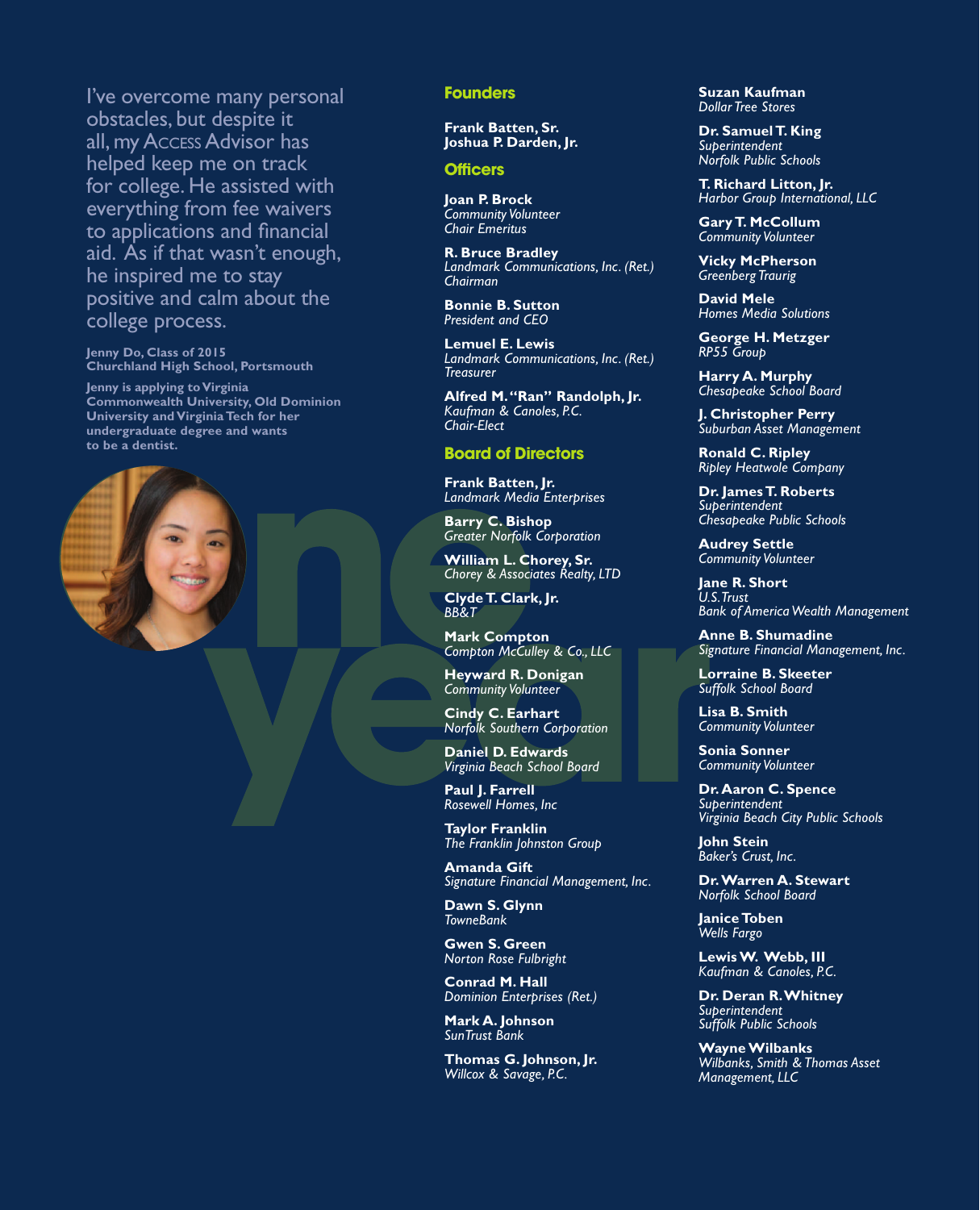I've overcome many personal obstacles, but despite it all, my ACCESS Advisor has helped keep me on track for college. He assisted with everything from fee waivers to applications and financial aid. As if that wasn't enough, he inspired me to stay positive and calm about the college process.

**Jenny Do, Class of 2015**
**Churchland High School, Portsmouth**

**Jenny is applying to Virginia Commonwealth University, Old Dominion University and Virginia Tech for her undergraduate degree and wants to be a dentist.**

one year

## Founders

**Frank Batten, Sr.**
**Joshua P. Darden, Jr.**

## Officers

**Joan P. Brock**
*Community Volunteer*
*Chair Emeritus*

**R. Bruce Bradley**
*Landmark Communications, Inc. (Ret.)*
*Chairman*

**Bonnie B. Sutton**
*President and CEO*

**Lemuel E. Lewis**
*Landmark Communications, Inc. (Ret.)*
*Treasurer*

**Alfred M. "Ran" Randolph, Jr.**
*Kaufman & Canoles, P.C.*
*Chair-Elect*

## Board of Directors

**Frank Batten, Jr.**
*Landmark Media Enterprises*

**Barry C. Bishop**
*Greater Norfolk Corporation*

**William L. Chorey, Sr.**
*Chorey & Associates Realty, LTD*

**Clyde T. Clark, Jr.**
*BB&T*

**Mark Compton**
*Compton McCulley & Co., LLC*

**Heyward R. Donigan**
*Community Volunteer*

**Cindy C. Earhart**
*Norfolk Southern Corporation*

**Daniel D. Edwards**
*Virginia Beach School Board*

**Paul J. Farrell**
*Rosewell Homes, Inc*

**Taylor Franklin**
*The Franklin Johnston Group*

**Amanda Gift**
*Signature Financial Management, Inc.*

**Dawn S. Glynn**
*TowneBank*

**Gwen S. Green**
*Norton Rose Fulbright*

**Conrad M. Hall**
*Dominion Enterprises (Ret.)*

**Mark A. Johnson**
*SunTrust Bank*

**Thomas G. Johnson, Jr.**
*Willcox & Savage, P.C.*

**Suzan Kaufman**
*Dollar Tree Stores*

**Dr. Samuel T. King**
*Superintendent*
*Norfolk Public Schools*

**T. Richard Litton, Jr.**
*Harbor Group International, LLC*

**Gary T. McCollum**
*Community Volunteer*

**Vicky McPherson**
*Greenberg Traurig*

**David Mele**
*Homes Media Solutions*

**George H. Metzger**
*RP55 Group*

**Harry A. Murphy**
*Chesapeake School Board*

**J. Christopher Perry**
*Suburban Asset Management*

**Ronald C. Ripley**
*Ripley Heatwole Company*

**Dr. James T. Roberts**
*Superintendent*
*Chesapeake Public Schools*

**Audrey Settle**
*Community Volunteer*

**Jane R. Short**
*U.S. Trust*
*Bank of America Wealth Management*

**Anne B. Shumadine**
*Signature Financial Management, Inc.*

**Lorraine B. Skeeter**
*Suffolk School Board*

**Lisa B. Smith**
*Community Volunteer*

**Sonia Sonner**
*Community Volunteer*

**Dr. Aaron C. Spence**
*Superintendent*
*Virginia Beach City Public Schools*

**John Stein**
*Baker's Crust, Inc.*

**Dr. Warren A. Stewart**
*Norfolk School Board*

**Janice Toben**
*Wells Fargo*

**Lewis W. Webb, III**
*Kaufman & Canoles, P.C.*

**Dr. Deran R. Whitney**
*Superintendent*
*Suffolk Public Schools*

**Wayne Wilbanks**
*Wilbanks, Smith & Thomas Asset Management, LLC*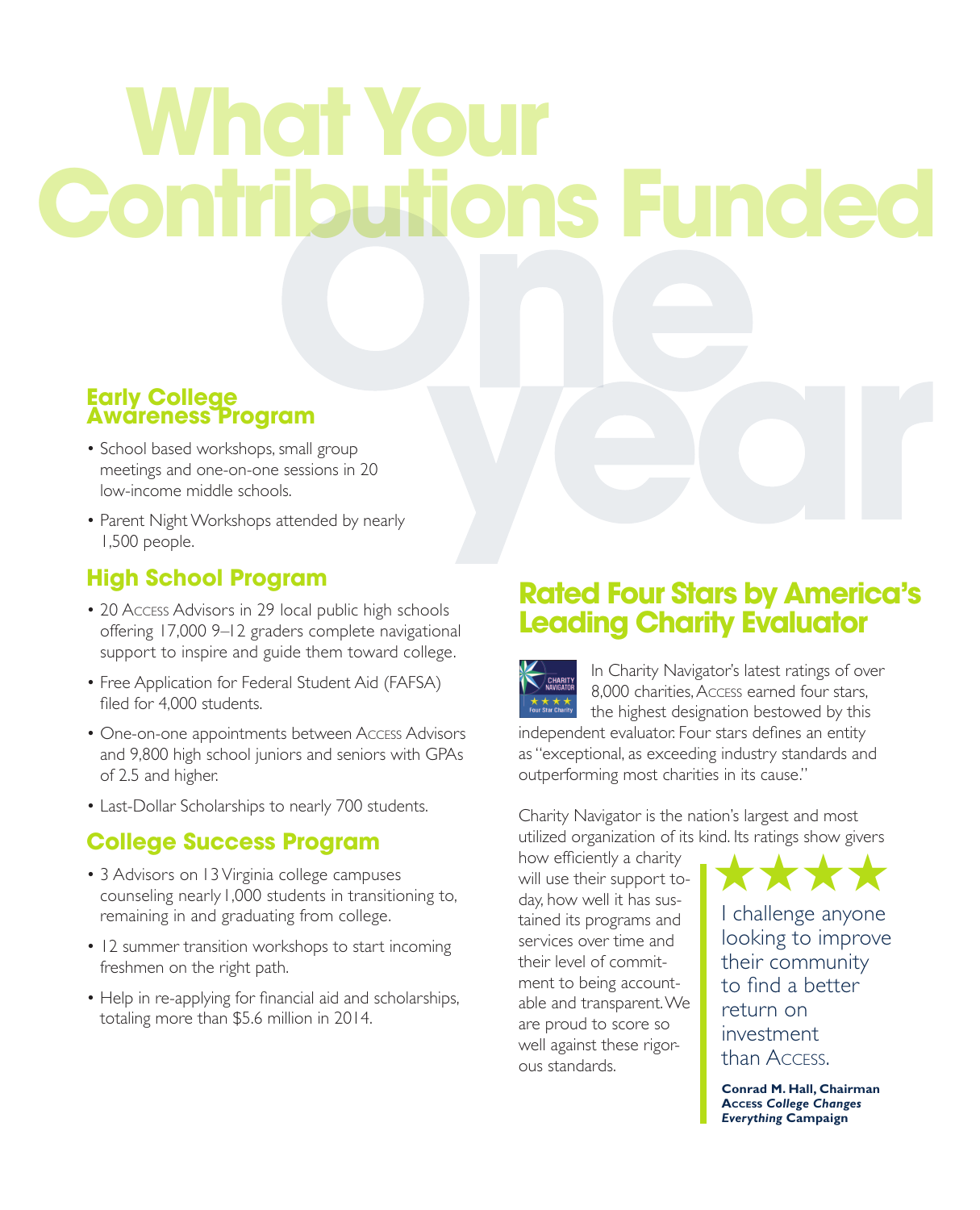# What Your Contributions Funded

## One year

### Early College Awareness Program

- School based workshops, small group meetings and one-on-one sessions in 20 low-income middle schools.
- Parent Night Workshops attended by nearly 1,500 people.

### High School Program

- 20 Access Advisors in 29 local public high schools offering 17,000 9–12 graders complete navigational support to inspire and guide them toward college.
- Free Application for Federal Student Aid (FAFSA) filed for 4,000 students.
- One-on-one appointments between Access Advisors and 9,800 high school juniors and seniors with GPAs of 2.5 and higher.
- Last-Dollar Scholarships to nearly 700 students.

### College Success Program

- 3 Advisors on 13 Virginia college campuses counseling nearly 1,000 students in transitioning to, remaining in and graduating from college.
- 12 summer transition workshops to start incoming freshmen on the right path.
- Help in re-applying for financial aid and scholarships, totaling more than $5.6 million in 2014.

## Rated Four Stars by America's Leading Charity Evaluator

In Charity Navigator's latest ratings of over 8,000 charities, Access earned four stars, the highest designation bestowed by this independent evaluator. Four stars defines an entity as "exceptional, as exceeding industry standards and outperforming most charities in its cause."

Charity Navigator is the nation's largest and most utilized organization of its kind. Its ratings show givers how efficiently a charity will use their support today, how well it has sustained its programs and services over time and their level of commitment to being accountable and transparent. We are proud to score so well against these rigorous standards.

★★★★

I challenge anyone looking to improve their community to find a better return on investment than Access.

**Conrad M. Hall, Chairman**
**Access *College Changes Everything* Campaign**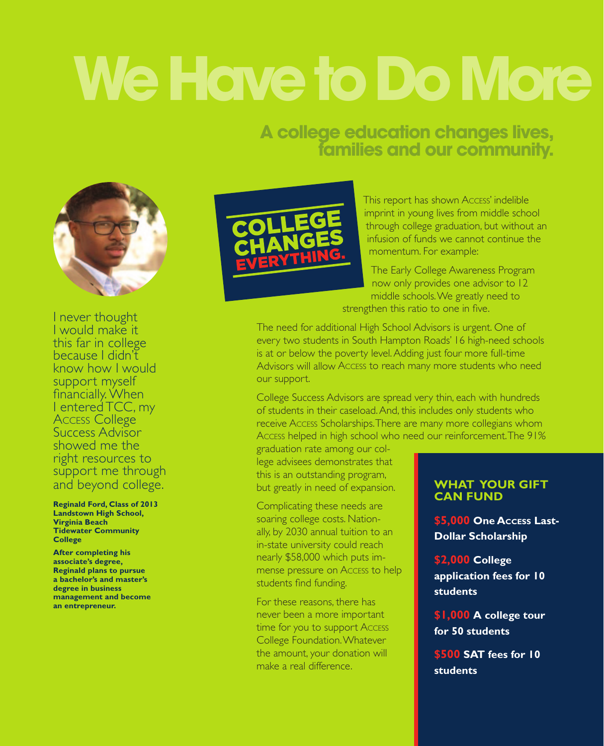# We Have to Do More

## A college education changes lives, families and our community.

I never thought I would make it this far in college because I didn't know how I would support myself financially. When I entered TCC, my Access College Success Advisor showed me the right resources to support me through and beyond college.

**Reginald Ford, Class of 2013**
**Landstown High School, Virginia Beach**
**Tidewater Community College**

**After completing his associate's degree, Reginald plans to pursue a bachelor's and master's degree in business management and become an entrepreneur.**

COLLEGE CHANGES EVERYTHING.

This report has shown Access' indelible imprint in young lives from middle school through college graduation, but without an infusion of funds we cannot continue the momentum. For example:

The Early College Awareness Program now only provides one advisor to 12 middle schools. We greatly need to strengthen this ratio to one in five.

The need for additional High School Advisors is urgent. One of every two students in South Hampton Roads' 16 high-need schools is at or below the poverty level. Adding just four more full-time Advisors will allow Access to reach many more students who need our support.

College Success Advisors are spread very thin, each with hundreds of students in their caseload. And, this includes only students who receive Access Scholarships. There are many more collegians whom Access helped in high school who need our reinforcement. The 91% graduation rate among our college advisees demonstrates that this is an outstanding program, but greatly in need of expansion.

Complicating these needs are soaring college costs. Nationally, by 2030 annual tuition to an in-state university could reach nearly $58,000 which puts immense pressure on Access to help students find funding.

For these reasons, there has never been a more important time for you to support Access College Foundation. Whatever the amount, your donation will make a real difference.

### WHAT YOUR GIFT CAN FUND

**$5,000 One Access Last-Dollar Scholarship**

**$2,000 College application fees for 10 students**

**$1,000 A college tour for 50 students**

**$500 SAT fees for 10 students**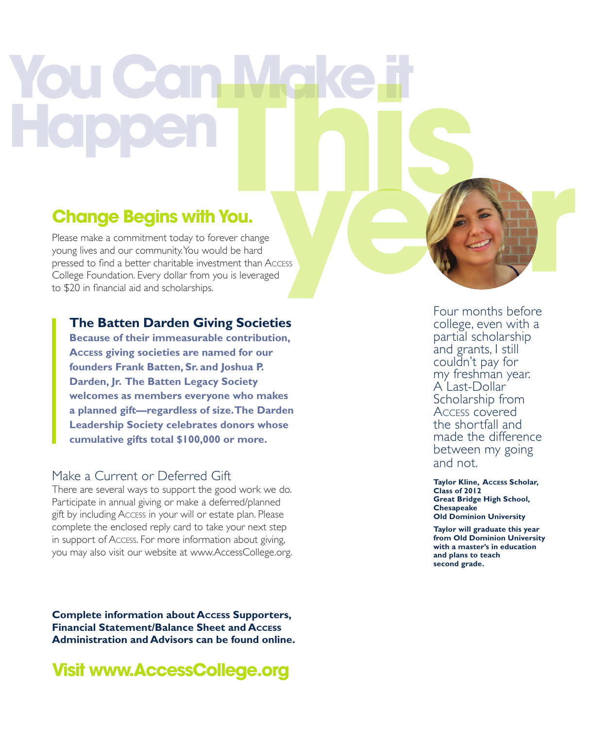# You Can Make it Happen This year

## Change Begins with You.

Please make a commitment today to forever change young lives and our community. You would be hard pressed to find a better charitable investment than ACCESS College Foundation. Every dollar from you is leveraged to $20 in financial aid and scholarships.

### The Batten Darden Giving Societies

**Because of their immeasurable contribution, ACCESS giving societies are named for our founders Frank Batten, Sr. and Joshua P. Darden, Jr. The Batten Legacy Society welcomes as members everyone who makes a planned gift—regardless of size. The Darden Leadership Society celebrates donors whose cumulative gifts total $100,000 or more.**

### Make a Current or Deferred Gift

There are several ways to support the good work we do. Participate in annual giving or make a deferred/planned gift by including ACCESS in your will or estate plan. Please complete the enclosed reply card to take your next step in support of ACCESS. For more information about giving, you may also visit our website at www.AccessCollege.org.

**Complete information about ACCESS Supporters, Financial Statement/Balance Sheet and ACCESS Administration and Advisors can be found online.**

## Visit www.AccessCollege.org

Four months before college, even with a partial scholarship and grants, I still couldn't pay for my freshman year. A Last-Dollar Scholarship from ACCESS covered the shortfall and made the difference between my going and not.

**Taylor Kline, ACCESS Scholar, Class of 2012**
**Great Bridge High School, Chesapeake**
**Old Dominion University**

**Taylor will graduate this year from Old Dominion University with a master's in education and plans to teach second grade.**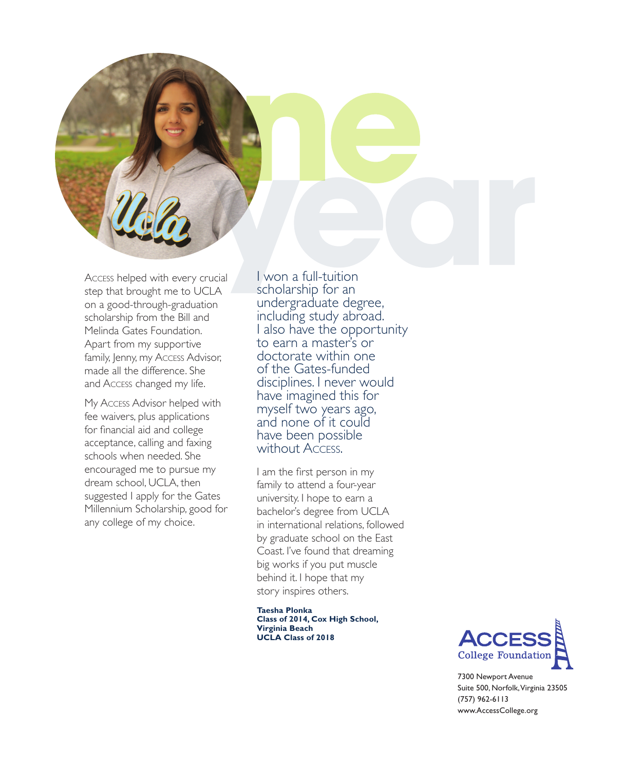# one year

ACCESS helped with every crucial step that brought me to UCLA on a good-through-graduation scholarship from the Bill and Melinda Gates Foundation. Apart from my supportive family, Jenny, my ACCESS Advisor, made all the difference. She and ACCESS changed my life.

My ACCESS Advisor helped with fee waivers, plus applications for financial aid and college acceptance, calling and faxing schools when needed. She encouraged me to pursue my dream school, UCLA, then suggested I apply for the Gates Millennium Scholarship, good for any college of my choice.

I won a full-tuition scholarship for an undergraduate degree, including study abroad. I also have the opportunity to earn a master's or doctorate within one of the Gates-funded disciplines. I never would have imagined this for myself two years ago, and none of it could have been possible without ACCESS.

I am the first person in my family to attend a four-year university. I hope to earn a bachelor's degree from UCLA in international relations, followed by graduate school on the East Coast. I've found that dreaming big works if you put muscle behind it. I hope that my story inspires others.

**Taesha Plonka**
**Class of 2014, Cox High School, Virginia Beach**
**UCLA Class of 2018**

ACCESS College Foundation

7300 Newport Avenue
Suite 500, Norfolk, Virginia 23505
(757) 962-6113
www.AccessCollege.org